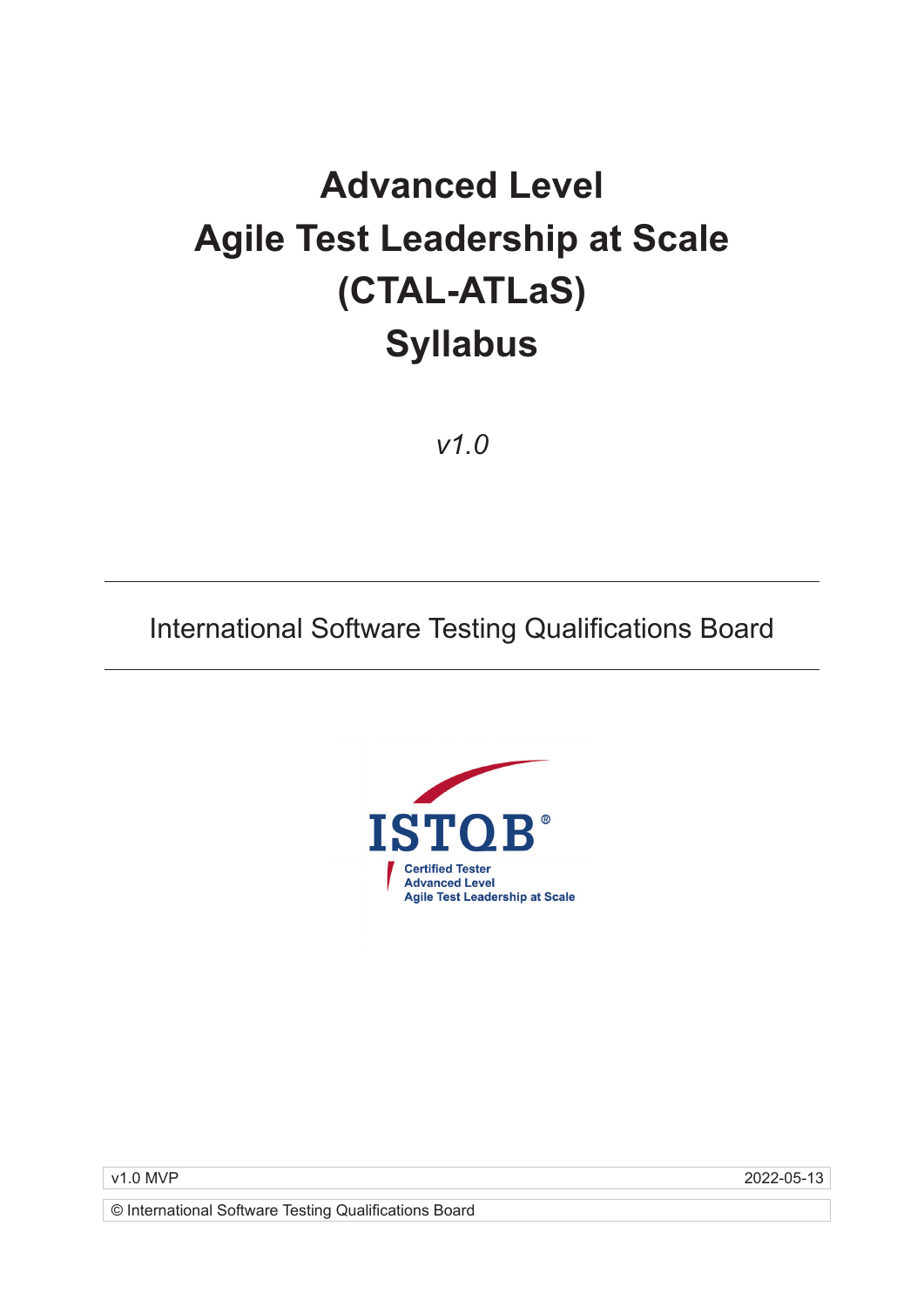# Advanced Level
# Agile Test Leadership at Scale
# (CTAL-ATLaS)
# Syllabus

*v1.0*

---

International Software Testing Qualifications Board

---

ISTQB®
Certified Tester
Advanced Level
Agile Test Leadership at Scale

| v1.0 MVP | 2022-05-13 |
|---|---|

© International Software Testing Qualifications Board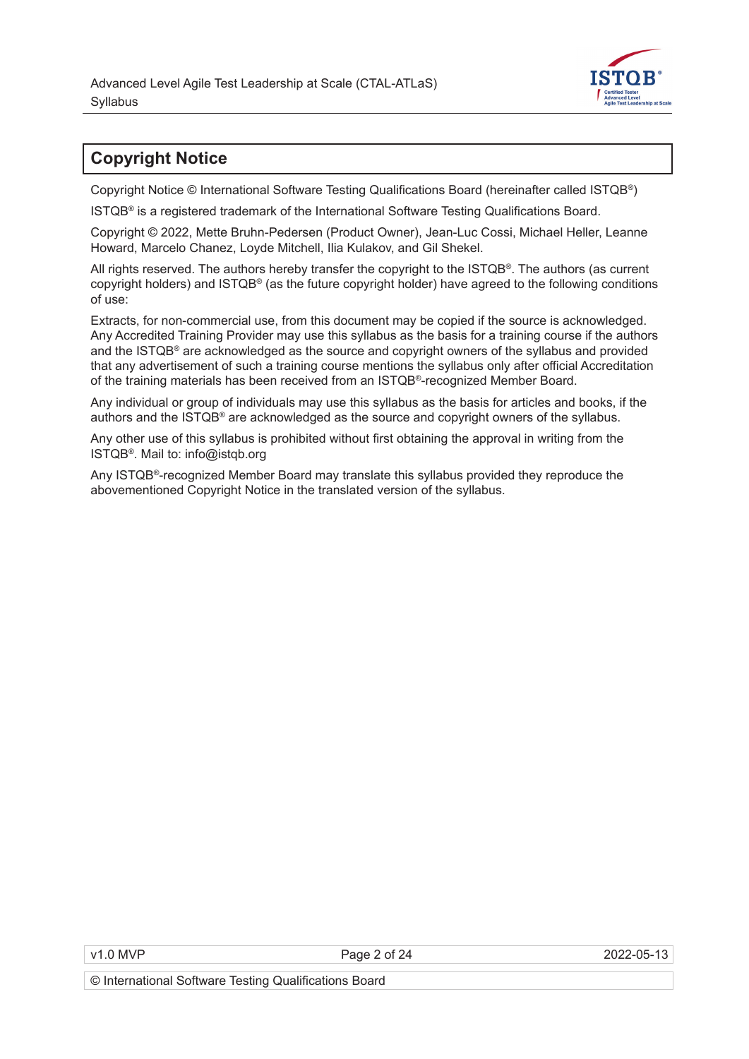# Copyright Notice

Copyright Notice © International Software Testing Qualifications Board (hereinafter called ISTQB®)

ISTQB® is a registered trademark of the International Software Testing Qualifications Board.

Copyright © 2022, Mette Bruhn-Pedersen (Product Owner), Jean-Luc Cossi, Michael Heller, Leanne Howard, Marcelo Chanez, Loyde Mitchell, Ilia Kulakov, and Gil Shekel.

All rights reserved. The authors hereby transfer the copyright to the ISTQB®. The authors (as current copyright holders) and ISTQB® (as the future copyright holder) have agreed to the following conditions of use:

Extracts, for non-commercial use, from this document may be copied if the source is acknowledged. Any Accredited Training Provider may use this syllabus as the basis for a training course if the authors and the ISTQB® are acknowledged as the source and copyright owners of the syllabus and provided that any advertisement of such a training course mentions the syllabus only after official Accreditation of the training materials has been received from an ISTQB®-recognized Member Board.

Any individual or group of individuals may use this syllabus as the basis for articles and books, if the authors and the ISTQB® are acknowledged as the source and copyright owners of the syllabus.

Any other use of this syllabus is prohibited without first obtaining the approval in writing from the ISTQB®. Mail to: info@istqb.org

Any ISTQB®-recognized Member Board may translate this syllabus provided they reproduce the abovementioned Copyright Notice in the translated version of the syllabus.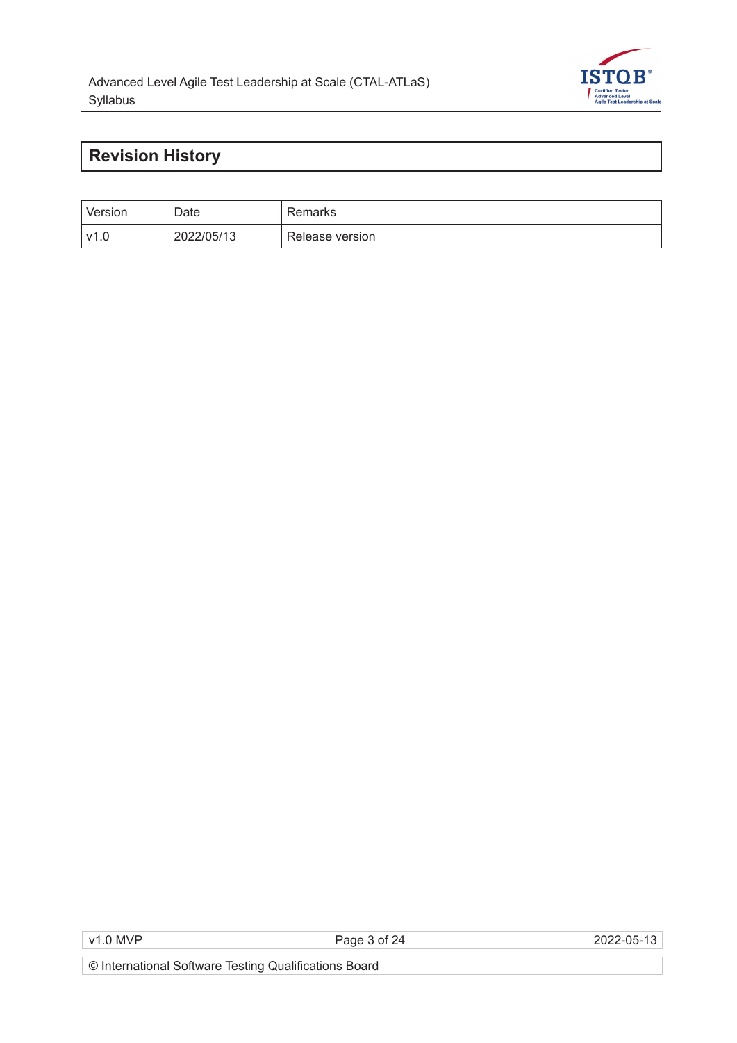# Revision History

| Version | Date | Remarks |
|---|---|---|
| v1.0 | 2022/05/13 | Release version |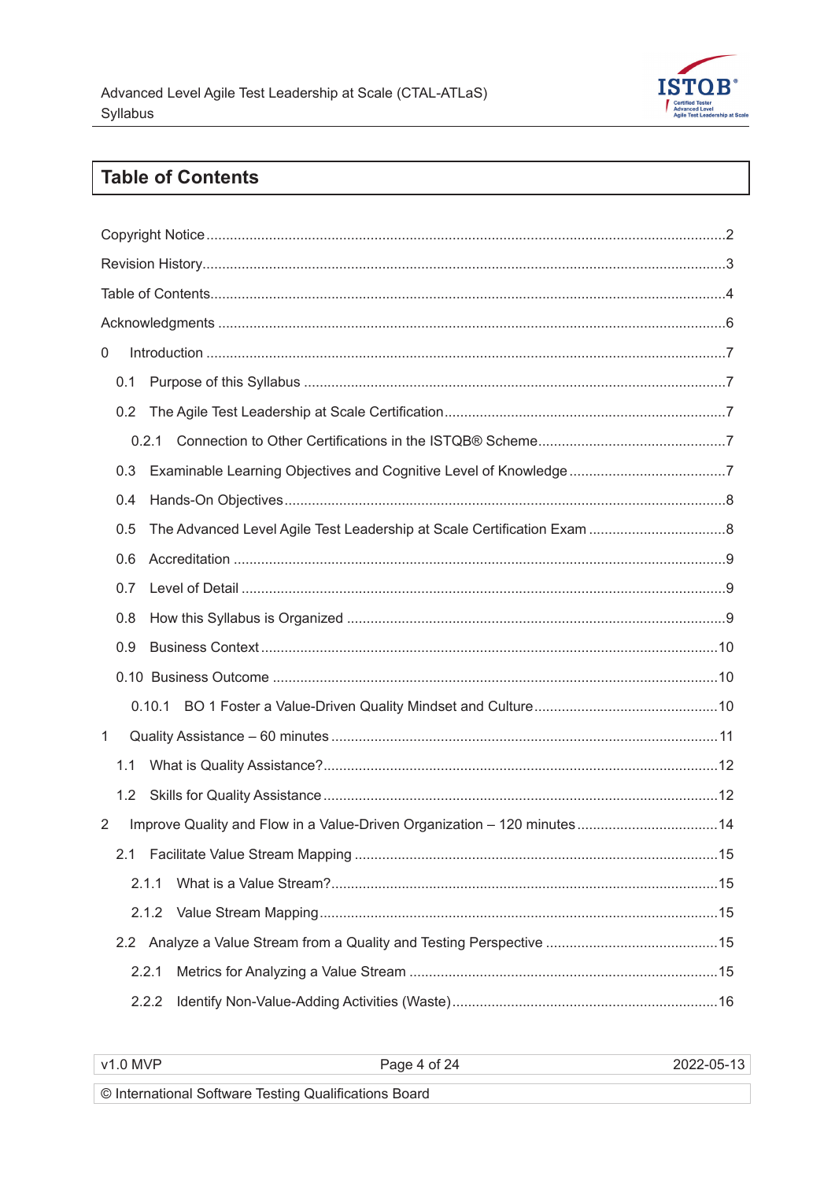# Table of Contents

Copyright Notice ..................................................................................................................2

Revision History...................................................................................................................3

Table of Contents.................................................................................................................4

Acknowledgments ...............................................................................................................6

0 Introduction .....................................................................................................................7

- 0.1 Purpose of this Syllabus ..........................................................................................7
- 0.2 The Agile Test Leadership at Scale Certification......................................................7
  - 0.2.1 Connection to Other Certifications in the ISTQB® Scheme...............................7
- 0.3 Examinable Learning Objectives and Cognitive Level of Knowledge ........................7
- 0.4 Hands-On Objectives...............................................................................................8
- 0.5 The Advanced Level Agile Test Leadership at Scale Certification Exam ..................8
- 0.6 Accreditation ............................................................................................................9
- 0.7 Level of Detail ..........................................................................................................9
- 0.8 How this Syllabus is Organized ...............................................................................9
- 0.9 Business Context ...................................................................................................10
- 0.10 Business Outcome ...............................................................................................10
  - 0.10.1 BO 1 Foster a Value-Driven Quality Mindset and Culture..............................10

1 Quality Assistance – 60 minutes .................................................................................11

- 1.1 What is Quality Assistance?...................................................................................12
- 1.2 Skills for Quality Assistance ...................................................................................12

2 Improve Quality and Flow in a Value-Driven Organization – 120 minutes ....................14

- 2.1 Facilitate Value Stream Mapping ...........................................................................15
  - 2.1.1 What is a Value Stream?.................................................................................15
  - 2.1.2 Value Stream Mapping....................................................................................15
- 2.2 Analyze a Value Stream from a Quality and Testing Perspective ...........................15
  - 2.2.1 Metrics for Analyzing a Value Stream .............................................................15
  - 2.2.2 Identify Non-Value-Adding Activities (Waste)...................................................16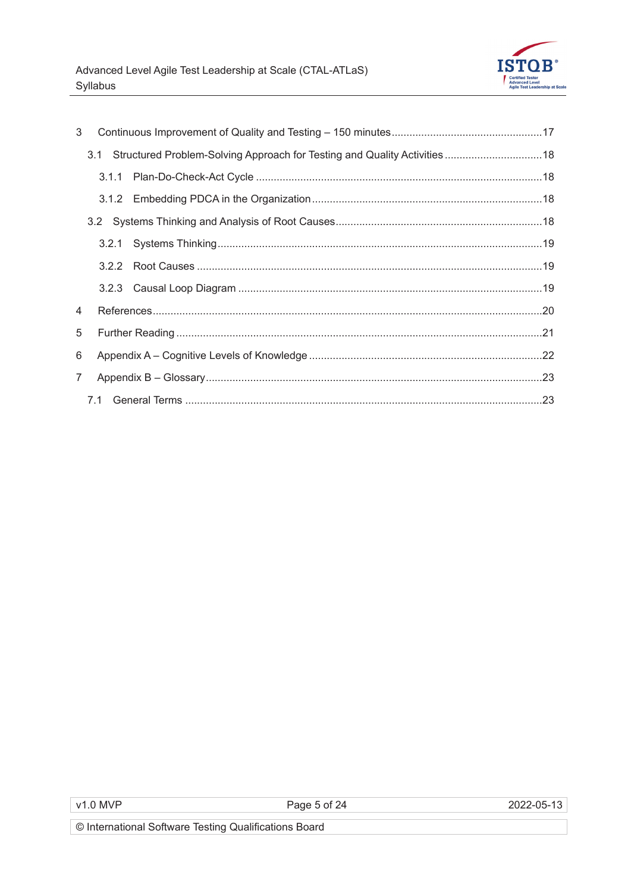- 3 Continuous Improvement of Quality and Testing – 150 minutes ..... 17
  - 3.1 Structured Problem-Solving Approach for Testing and Quality Activities ..... 18
    - 3.1.1 Plan-Do-Check-Act Cycle ..... 18
    - 3.1.2 Embedding PDCA in the Organization ..... 18
  - 3.2 Systems Thinking and Analysis of Root Causes ..... 18
    - 3.2.1 Systems Thinking ..... 19
    - 3.2.2 Root Causes ..... 19
    - 3.2.3 Causal Loop Diagram ..... 19
- 4 References ..... 20
- 5 Further Reading ..... 21
- 6 Appendix A – Cognitive Levels of Knowledge ..... 22
- 7 Appendix B – Glossary ..... 23
  - 7.1 General Terms ..... 23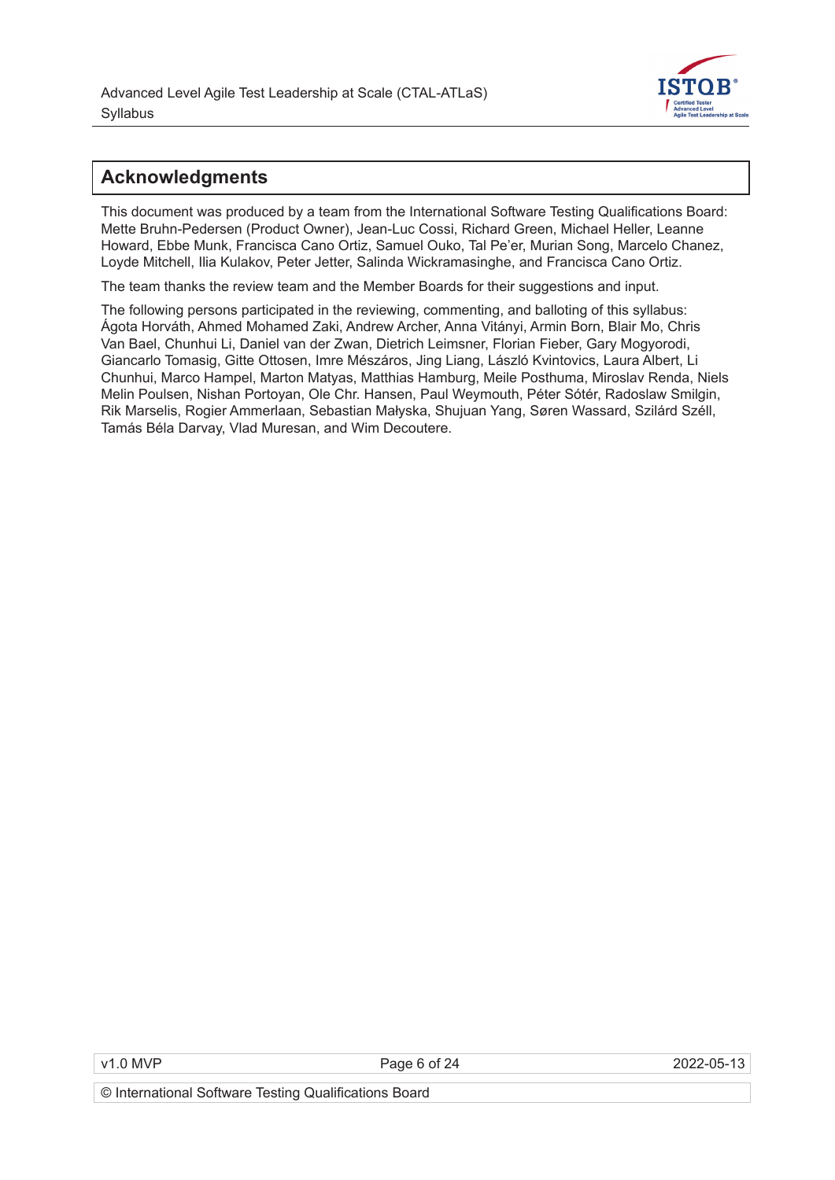# Acknowledgments

This document was produced by a team from the International Software Testing Qualifications Board: Mette Bruhn-Pedersen (Product Owner), Jean-Luc Cossi, Richard Green, Michael Heller, Leanne Howard, Ebbe Munk, Francisca Cano Ortiz, Samuel Ouko, Tal Pe'er, Murian Song, Marcelo Chanez, Loyde Mitchell, Ilia Kulakov, Peter Jetter, Salinda Wickramasinghe, and Francisca Cano Ortiz.

The team thanks the review team and the Member Boards for their suggestions and input.

The following persons participated in the reviewing, commenting, and balloting of this syllabus: Ágota Horváth, Ahmed Mohamed Zaki, Andrew Archer, Anna Vitányi, Armin Born, Blair Mo, Chris Van Bael, Chunhui Li, Daniel van der Zwan, Dietrich Leimsner, Florian Fieber, Gary Mogyorodi, Giancarlo Tomasig, Gitte Ottosen, Imre Mészáros, Jing Liang, László Kvintovics, Laura Albert, Li Chunhui, Marco Hampel, Marton Matyas, Matthias Hamburg, Meile Posthuma, Miroslav Renda, Niels Melin Poulsen, Nishan Portoyan, Ole Chr. Hansen, Paul Weymouth, Péter Sótér, Radoslaw Smilgin, Rik Marselis, Rogier Ammerlaan, Sebastian Małyska, Shujuan Yang, Søren Wassard, Szilárd Széll, Tamás Béla Darvay, Vlad Muresan, and Wim Decoutere.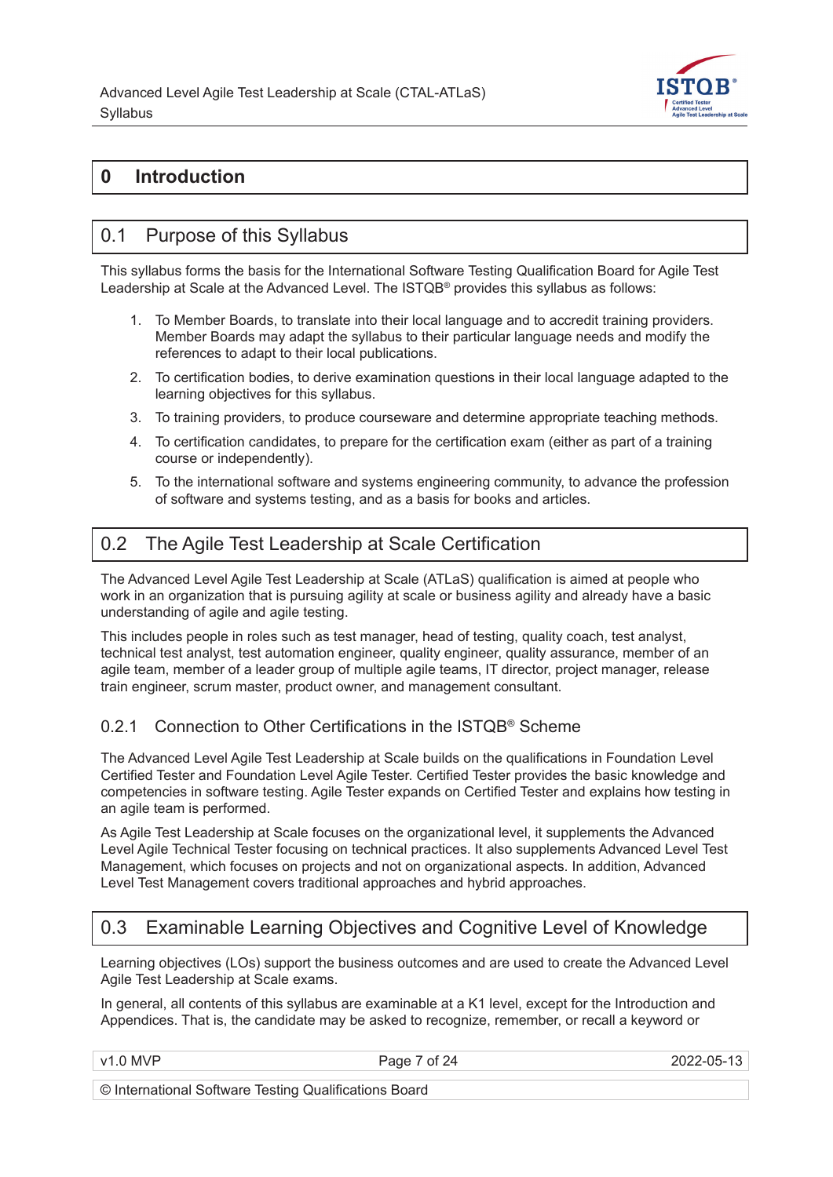# 0 Introduction

## 0.1 Purpose of this Syllabus

This syllabus forms the basis for the International Software Testing Qualification Board for Agile Test Leadership at Scale at the Advanced Level. The ISTQB® provides this syllabus as follows:

1. To Member Boards, to translate into their local language and to accredit training providers. Member Boards may adapt the syllabus to their particular language needs and modify the references to adapt to their local publications.
2. To certification bodies, to derive examination questions in their local language adapted to the learning objectives for this syllabus.
3. To training providers, to produce courseware and determine appropriate teaching methods.
4. To certification candidates, to prepare for the certification exam (either as part of a training course or independently).
5. To the international software and systems engineering community, to advance the profession of software and systems testing, and as a basis for books and articles.

## 0.2 The Agile Test Leadership at Scale Certification

The Advanced Level Agile Test Leadership at Scale (ATLaS) qualification is aimed at people who work in an organization that is pursuing agility at scale or business agility and already have a basic understanding of agile and agile testing.

This includes people in roles such as test manager, head of testing, quality coach, test analyst, technical test analyst, test automation engineer, quality engineer, quality assurance, member of an agile team, member of a leader group of multiple agile teams, IT director, project manager, release train engineer, scrum master, product owner, and management consultant.

### 0.2.1 Connection to Other Certifications in the ISTQB® Scheme

The Advanced Level Agile Test Leadership at Scale builds on the qualifications in Foundation Level Certified Tester and Foundation Level Agile Tester. Certified Tester provides the basic knowledge and competencies in software testing. Agile Tester expands on Certified Tester and explains how testing in an agile team is performed.

As Agile Test Leadership at Scale focuses on the organizational level, it supplements the Advanced Level Agile Technical Tester focusing on technical practices. It also supplements Advanced Level Test Management, which focuses on projects and not on organizational aspects. In addition, Advanced Level Test Management covers traditional approaches and hybrid approaches.

## 0.3 Examinable Learning Objectives and Cognitive Level of Knowledge

Learning objectives (LOs) support the business outcomes and are used to create the Advanced Level Agile Test Leadership at Scale exams.

In general, all contents of this syllabus are examinable at a K1 level, except for the Introduction and Appendices. That is, the candidate may be asked to recognize, remember, or recall a keyword or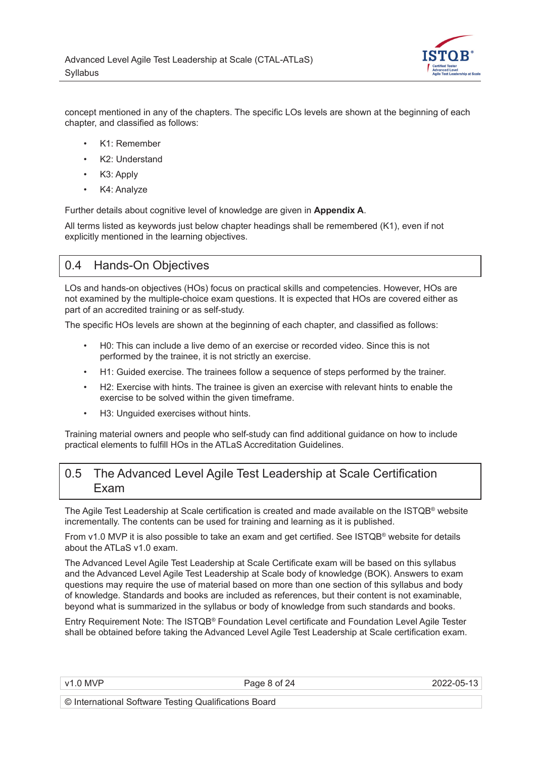concept mentioned in any of the chapters. The specific LOs levels are shown at the beginning of each chapter, and classified as follows:

- K1: Remember
- K2: Understand
- K3: Apply
- K4: Analyze

Further details about cognitive level of knowledge are given in **Appendix A**.

All terms listed as keywords just below chapter headings shall be remembered (K1), even if not explicitly mentioned in the learning objectives.

## 0.4 Hands-On Objectives

LOs and hands-on objectives (HOs) focus on practical skills and competencies. However, HOs are not examined by the multiple-choice exam questions. It is expected that HOs are covered either as part of an accredited training or as self-study.

The specific HOs levels are shown at the beginning of each chapter, and classified as follows:

- H0: This can include a live demo of an exercise or recorded video. Since this is not performed by the trainee, it is not strictly an exercise.
- H1: Guided exercise. The trainees follow a sequence of steps performed by the trainer.
- H2: Exercise with hints. The trainee is given an exercise with relevant hints to enable the exercise to be solved within the given timeframe.
- H3: Unguided exercises without hints.

Training material owners and people who self-study can find additional guidance on how to include practical elements to fulfill HOs in the ATLaS Accreditation Guidelines.

## 0.5 The Advanced Level Agile Test Leadership at Scale Certification Exam

The Agile Test Leadership at Scale certification is created and made available on the ISTQB® website incrementally. The contents can be used for training and learning as it is published.

From v1.0 MVP it is also possible to take an exam and get certified. See ISTQB® website for details about the ATLaS v1.0 exam.

The Advanced Level Agile Test Leadership at Scale Certificate exam will be based on this syllabus and the Advanced Level Agile Test Leadership at Scale body of knowledge (BOK). Answers to exam questions may require the use of material based on more than one section of this syllabus and body of knowledge. Standards and books are included as references, but their content is not examinable, beyond what is summarized in the syllabus or body of knowledge from such standards and books.

Entry Requirement Note: The ISTQB® Foundation Level certificate and Foundation Level Agile Tester shall be obtained before taking the Advanced Level Agile Test Leadership at Scale certification exam.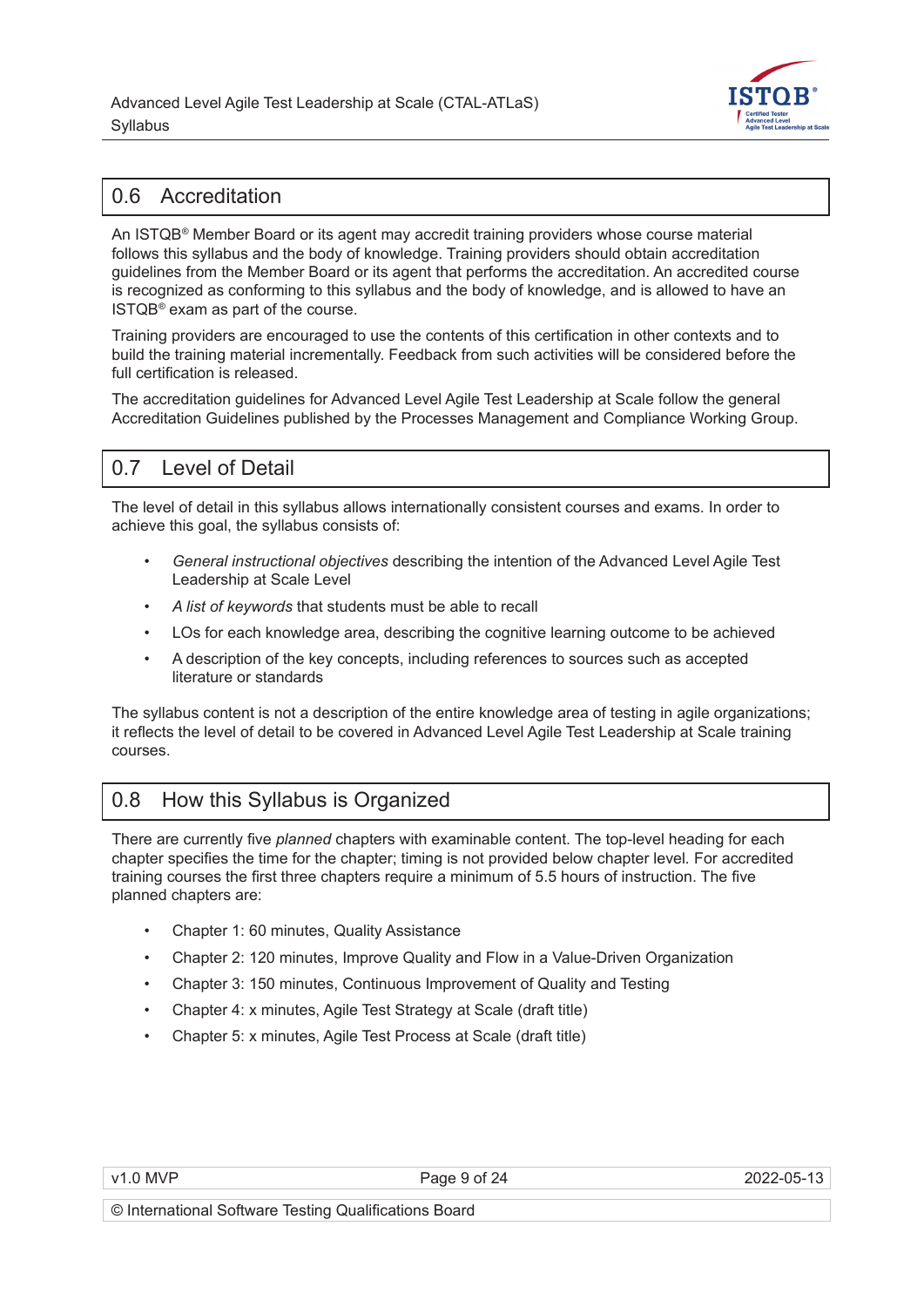## 0.6 Accreditation

An ISTQB® Member Board or its agent may accredit training providers whose course material follows this syllabus and the body of knowledge. Training providers should obtain accreditation guidelines from the Member Board or its agent that performs the accreditation. An accredited course is recognized as conforming to this syllabus and the body of knowledge, and is allowed to have an ISTQB® exam as part of the course.

Training providers are encouraged to use the contents of this certification in other contexts and to build the training material incrementally. Feedback from such activities will be considered before the full certification is released.

The accreditation guidelines for Advanced Level Agile Test Leadership at Scale follow the general Accreditation Guidelines published by the Processes Management and Compliance Working Group.

## 0.7 Level of Detail

The level of detail in this syllabus allows internationally consistent courses and exams. In order to achieve this goal, the syllabus consists of:

- *General instructional objectives* describing the intention of the Advanced Level Agile Test Leadership at Scale Level
- *A list of keywords* that students must be able to recall
- LOs for each knowledge area, describing the cognitive learning outcome to be achieved
- A description of the key concepts, including references to sources such as accepted literature or standards

The syllabus content is not a description of the entire knowledge area of testing in agile organizations; it reflects the level of detail to be covered in Advanced Level Agile Test Leadership at Scale training courses.

## 0.8 How this Syllabus is Organized

There are currently five *planned* chapters with examinable content. The top-level heading for each chapter specifies the time for the chapter; timing is not provided below chapter level. For accredited training courses the first three chapters require a minimum of 5.5 hours of instruction. The five planned chapters are:

- Chapter 1: 60 minutes, Quality Assistance
- Chapter 2: 120 minutes, Improve Quality and Flow in a Value-Driven Organization
- Chapter 3: 150 minutes, Continuous Improvement of Quality and Testing
- Chapter 4: x minutes, Agile Test Strategy at Scale (draft title)
- Chapter 5: x minutes, Agile Test Process at Scale (draft title)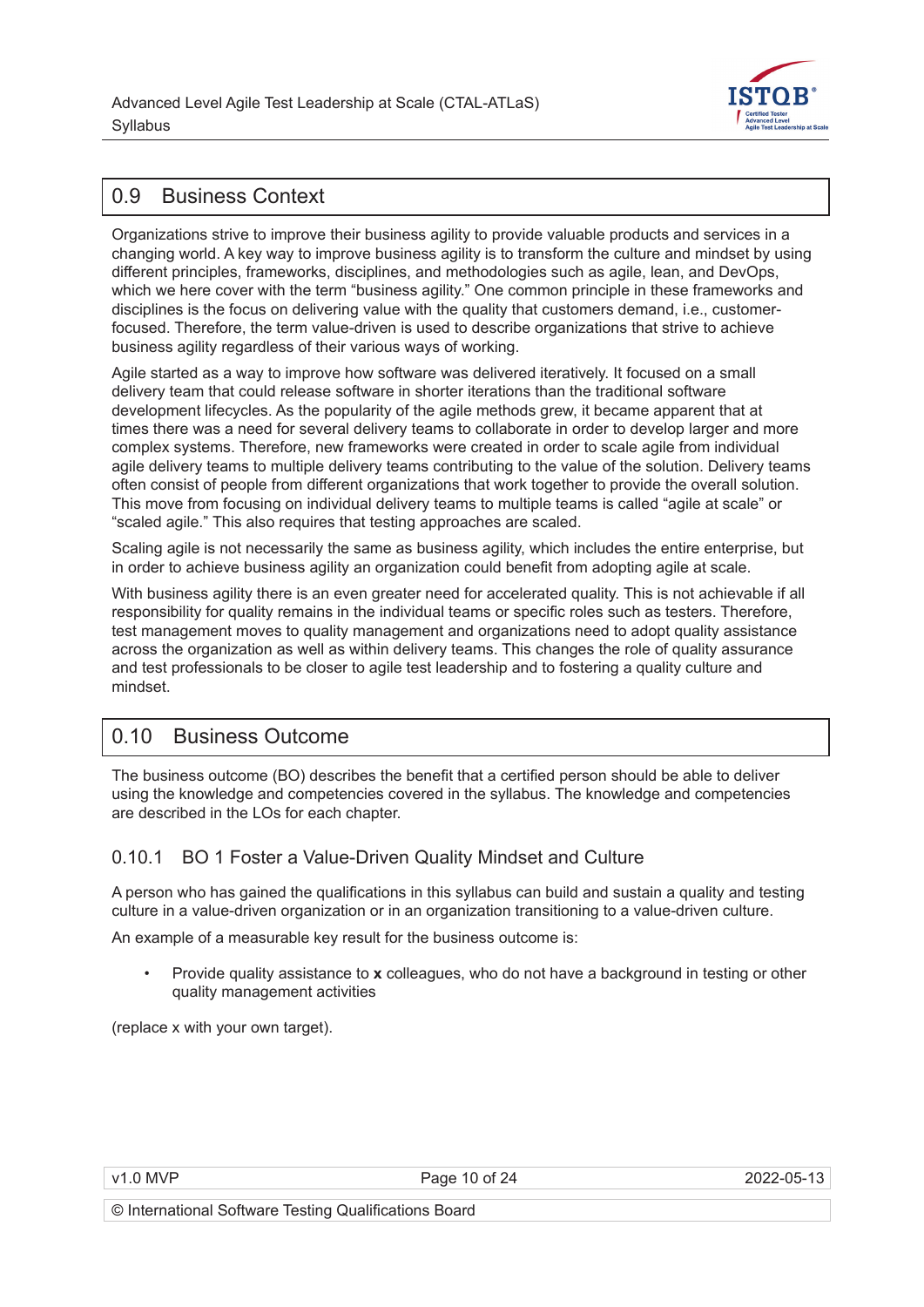## 0.9 Business Context

Organizations strive to improve their business agility to provide valuable products and services in a changing world. A key way to improve business agility is to transform the culture and mindset by using different principles, frameworks, disciplines, and methodologies such as agile, lean, and DevOps, which we here cover with the term "business agility." One common principle in these frameworks and disciplines is the focus on delivering value with the quality that customers demand, i.e., customer-focused. Therefore, the term value-driven is used to describe organizations that strive to achieve business agility regardless of their various ways of working.

Agile started as a way to improve how software was delivered iteratively. It focused on a small delivery team that could release software in shorter iterations than the traditional software development lifecycles. As the popularity of the agile methods grew, it became apparent that at times there was a need for several delivery teams to collaborate in order to develop larger and more complex systems. Therefore, new frameworks were created in order to scale agile from individual agile delivery teams to multiple delivery teams contributing to the value of the solution. Delivery teams often consist of people from different organizations that work together to provide the overall solution. This move from focusing on individual delivery teams to multiple teams is called "agile at scale" or "scaled agile." This also requires that testing approaches are scaled.

Scaling agile is not necessarily the same as business agility, which includes the entire enterprise, but in order to achieve business agility an organization could benefit from adopting agile at scale.

With business agility there is an even greater need for accelerated quality. This is not achievable if all responsibility for quality remains in the individual teams or specific roles such as testers. Therefore, test management moves to quality management and organizations need to adopt quality assistance across the organization as well as within delivery teams. This changes the role of quality assurance and test professionals to be closer to agile test leadership and to fostering a quality culture and mindset.

## 0.10 Business Outcome

The business outcome (BO) describes the benefit that a certified person should be able to deliver using the knowledge and competencies covered in the syllabus. The knowledge and competencies are described in the LOs for each chapter.

### 0.10.1 BO 1 Foster a Value-Driven Quality Mindset and Culture

A person who has gained the qualifications in this syllabus can build and sustain a quality and testing culture in a value-driven organization or in an organization transitioning to a value-driven culture.

An example of a measurable key result for the business outcome is:

- Provide quality assistance to **x** colleagues, who do not have a background in testing or other quality management activities

(replace x with your own target).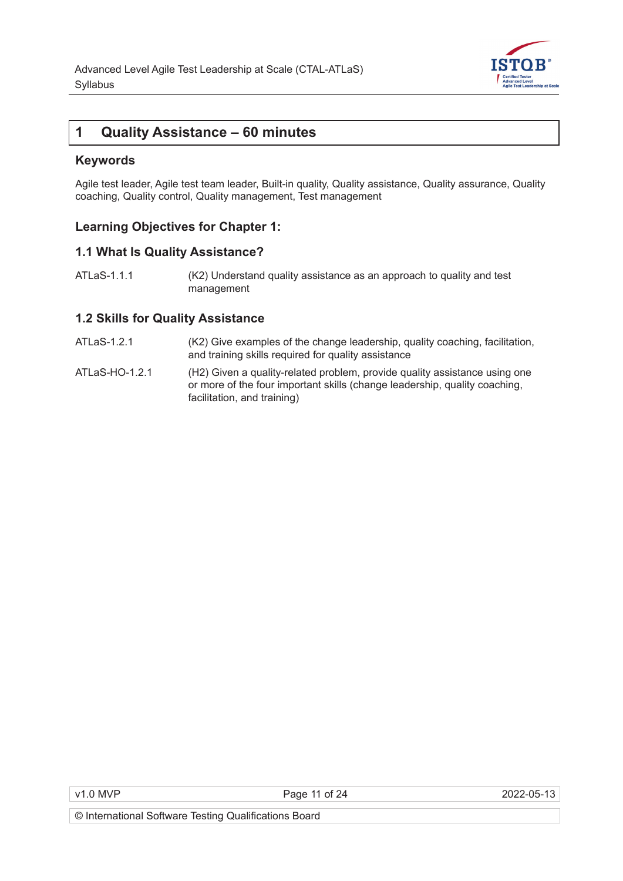# 1 Quality Assistance – 60 minutes

## Keywords

Agile test leader, Agile test team leader, Built-in quality, Quality assistance, Quality assurance, Quality coaching, Quality control, Quality management, Test management

## Learning Objectives for Chapter 1:

### 1.1 What Is Quality Assistance?

| | |
|---|---|
| ATLaS-1.1.1 | (K2) Understand quality assistance as an approach to quality and test management |

### 1.2 Skills for Quality Assistance

| | |
|---|---|
| ATLaS-1.2.1 | (K2) Give examples of the change leadership, quality coaching, facilitation, and training skills required for quality assistance |
| ATLaS-HO-1.2.1 | (H2) Given a quality-related problem, provide quality assistance using one or more of the four important skills (change leadership, quality coaching, facilitation, and training) |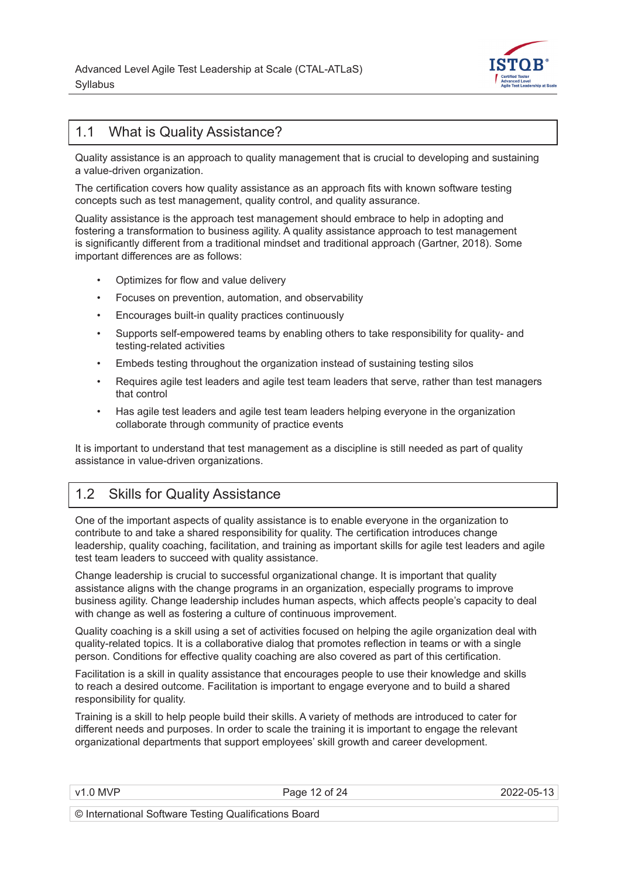## 1.1 What is Quality Assistance?

Quality assistance is an approach to quality management that is crucial to developing and sustaining a value-driven organization.

The certification covers how quality assistance as an approach fits with known software testing concepts such as test management, quality control, and quality assurance.

Quality assistance is the approach test management should embrace to help in adopting and fostering a transformation to business agility. A quality assistance approach to test management is significantly different from a traditional mindset and traditional approach (Gartner, 2018). Some important differences are as follows:

- Optimizes for flow and value delivery
- Focuses on prevention, automation, and observability
- Encourages built-in quality practices continuously
- Supports self-empowered teams by enabling others to take responsibility for quality- and testing-related activities
- Embeds testing throughout the organization instead of sustaining testing silos
- Requires agile test leaders and agile test team leaders that serve, rather than test managers that control
- Has agile test leaders and agile test team leaders helping everyone in the organization collaborate through community of practice events

It is important to understand that test management as a discipline is still needed as part of quality assistance in value-driven organizations.

## 1.2 Skills for Quality Assistance

One of the important aspects of quality assistance is to enable everyone in the organization to contribute to and take a shared responsibility for quality. The certification introduces change leadership, quality coaching, facilitation, and training as important skills for agile test leaders and agile test team leaders to succeed with quality assistance.

Change leadership is crucial to successful organizational change. It is important that quality assistance aligns with the change programs in an organization, especially programs to improve business agility. Change leadership includes human aspects, which affects people's capacity to deal with change as well as fostering a culture of continuous improvement.

Quality coaching is a skill using a set of activities focused on helping the agile organization deal with quality-related topics. It is a collaborative dialog that promotes reflection in teams or with a single person. Conditions for effective quality coaching are also covered as part of this certification.

Facilitation is a skill in quality assistance that encourages people to use their knowledge and skills to reach a desired outcome. Facilitation is important to engage everyone and to build a shared responsibility for quality.

Training is a skill to help people build their skills. A variety of methods are introduced to cater for different needs and purposes. In order to scale the training it is important to engage the relevant organizational departments that support employees' skill growth and career development.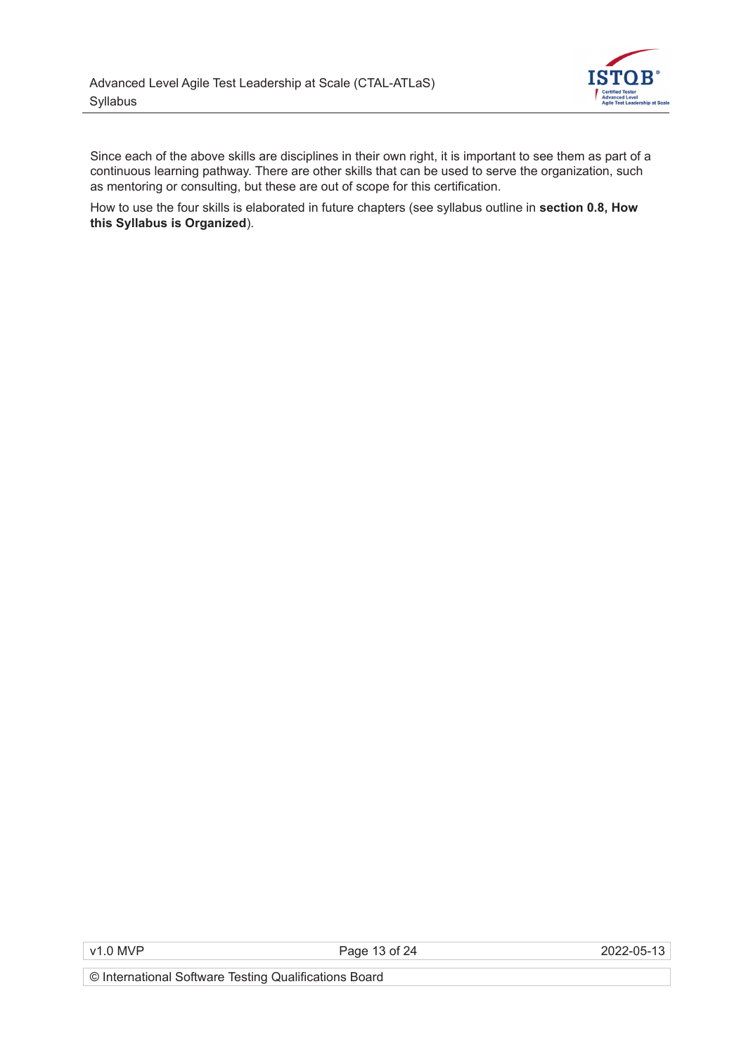Since each of the above skills are disciplines in their own right, it is important to see them as part of a continuous learning pathway. There are other skills that can be used to serve the organization, such as mentoring or consulting, but these are out of scope for this certification.

How to use the four skills is elaborated in future chapters (see syllabus outline in **section 0.8, How this Syllabus is Organized**).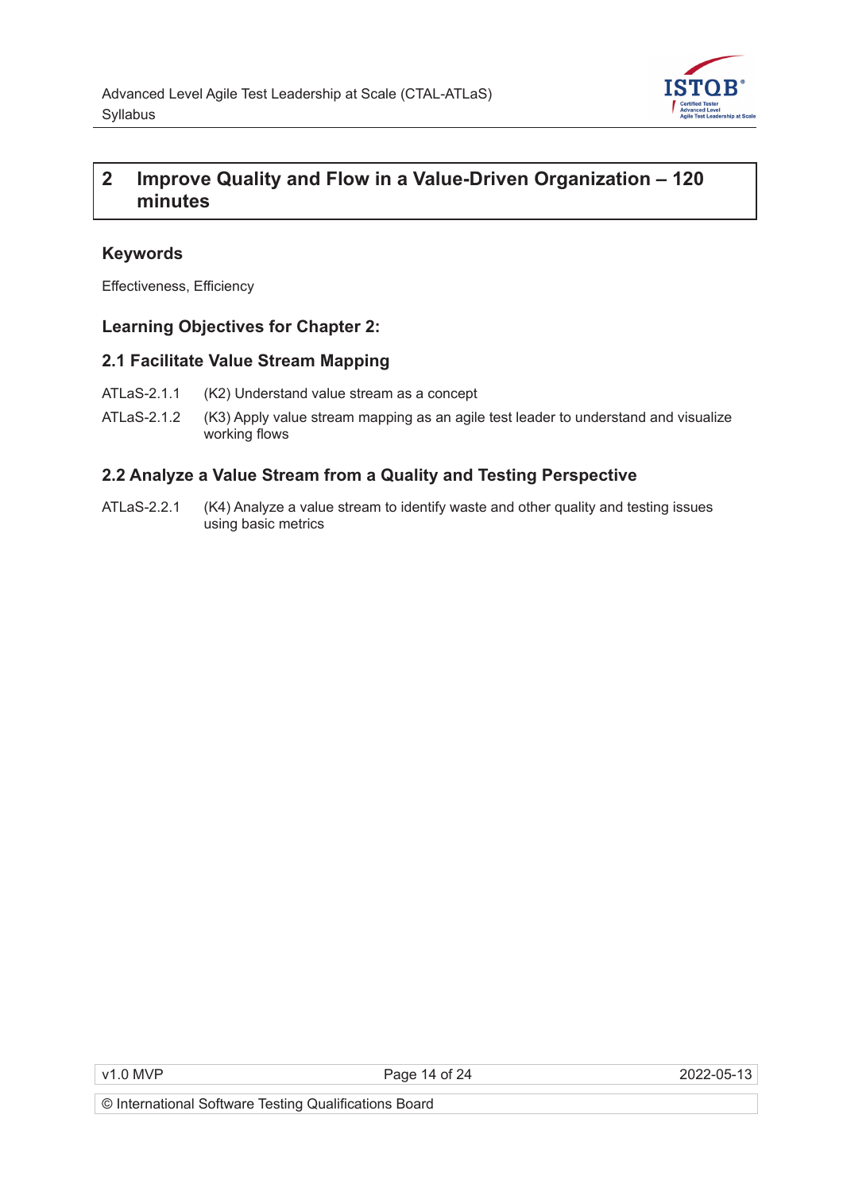# 2 Improve Quality and Flow in a Value-Driven Organization – 120 minutes

### Keywords

Effectiveness, Efficiency

### Learning Objectives for Chapter 2:

### 2.1 Facilitate Value Stream Mapping

ATLaS-2.1.1 (K2) Understand value stream as a concept

ATLaS-2.1.2 (K3) Apply value stream mapping as an agile test leader to understand and visualize working flows

### 2.2 Analyze a Value Stream from a Quality and Testing Perspective

ATLaS-2.2.1 (K4) Analyze a value stream to identify waste and other quality and testing issues using basic metrics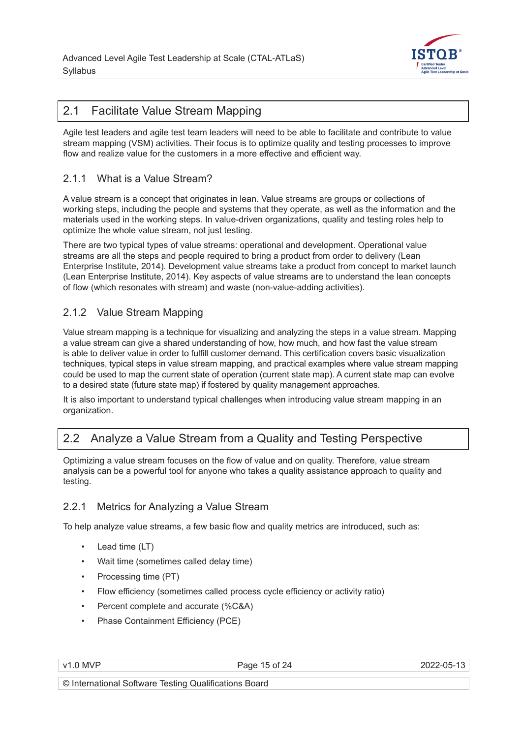## 2.1 Facilitate Value Stream Mapping

Agile test leaders and agile test team leaders will need to be able to facilitate and contribute to value stream mapping (VSM) activities. Their focus is to optimize quality and testing processes to improve flow and realize value for the customers in a more effective and efficient way.

### 2.1.1 What is a Value Stream?

A value stream is a concept that originates in lean. Value streams are groups or collections of working steps, including the people and systems that they operate, as well as the information and the materials used in the working steps. In value-driven organizations, quality and testing roles help to optimize the whole value stream, not just testing.

There are two typical types of value streams: operational and development. Operational value streams are all the steps and people required to bring a product from order to delivery (Lean Enterprise Institute, 2014). Development value streams take a product from concept to market launch (Lean Enterprise Institute, 2014). Key aspects of value streams are to understand the lean concepts of flow (which resonates with stream) and waste (non-value-adding activities).

### 2.1.2 Value Stream Mapping

Value stream mapping is a technique for visualizing and analyzing the steps in a value stream. Mapping a value stream can give a shared understanding of how, how much, and how fast the value stream is able to deliver value in order to fulfill customer demand. This certification covers basic visualization techniques, typical steps in value stream mapping, and practical examples where value stream mapping could be used to map the current state of operation (current state map). A current state map can evolve to a desired state (future state map) if fostered by quality management approaches.

It is also important to understand typical challenges when introducing value stream mapping in an organization.

## 2.2 Analyze a Value Stream from a Quality and Testing Perspective

Optimizing a value stream focuses on the flow of value and on quality. Therefore, value stream analysis can be a powerful tool for anyone who takes a quality assistance approach to quality and testing.

### 2.2.1 Metrics for Analyzing a Value Stream

To help analyze value streams, a few basic flow and quality metrics are introduced, such as:

- Lead time (LT)
- Wait time (sometimes called delay time)
- Processing time (PT)
- Flow efficiency (sometimes called process cycle efficiency or activity ratio)
- Percent complete and accurate (%C&A)
- Phase Containment Efficiency (PCE)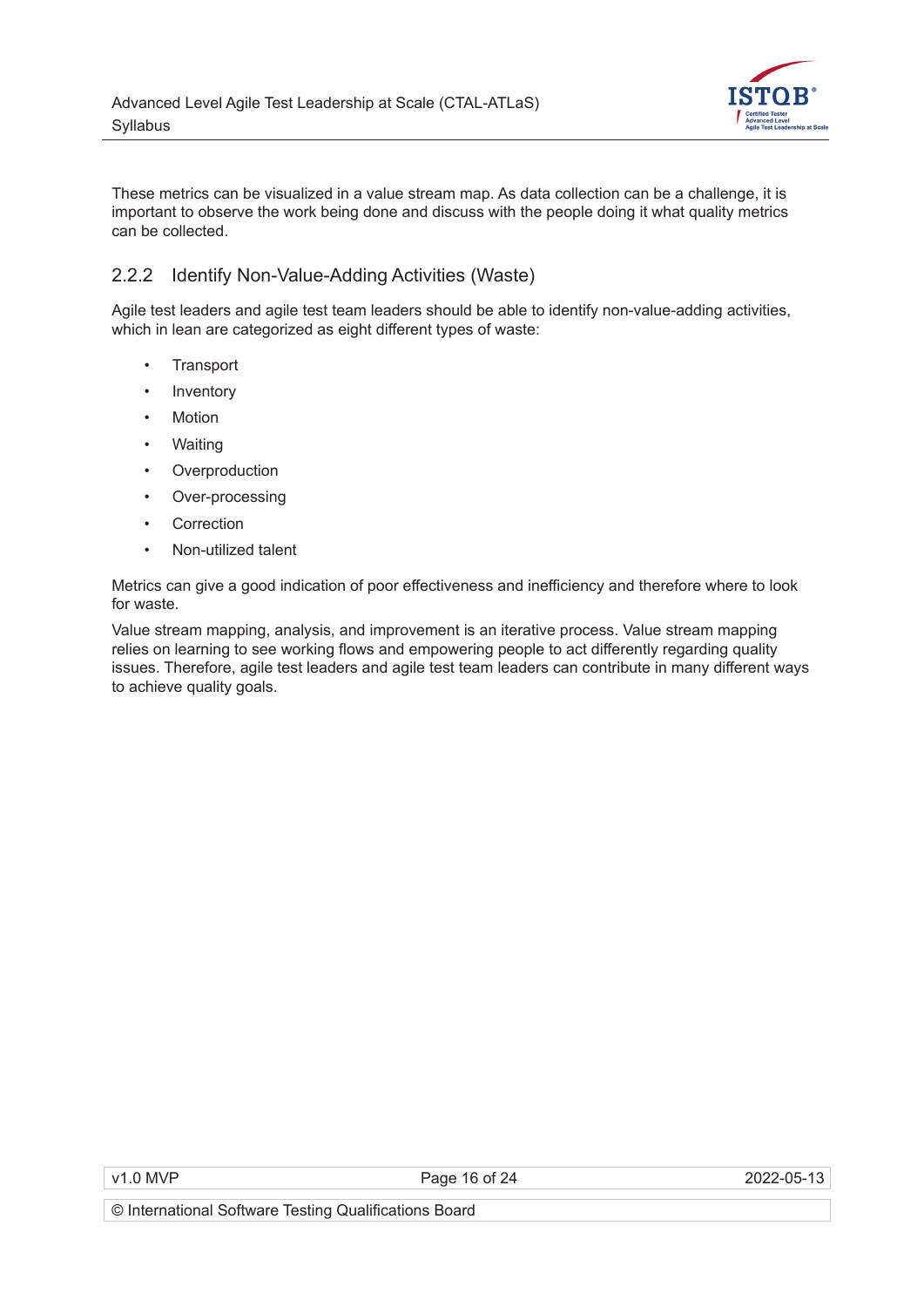These metrics can be visualized in a value stream map. As data collection can be a challenge, it is important to observe the work being done and discuss with the people doing it what quality metrics can be collected.

### 2.2.2 Identify Non-Value-Adding Activities (Waste)

Agile test leaders and agile test team leaders should be able to identify non-value-adding activities, which in lean are categorized as eight different types of waste:

- Transport
- Inventory
- Motion
- Waiting
- Overproduction
- Over-processing
- Correction
- Non-utilized talent

Metrics can give a good indication of poor effectiveness and inefficiency and therefore where to look for waste.

Value stream mapping, analysis, and improvement is an iterative process. Value stream mapping relies on learning to see working flows and empowering people to act differently regarding quality issues. Therefore, agile test leaders and agile test team leaders can contribute in many different ways to achieve quality goals.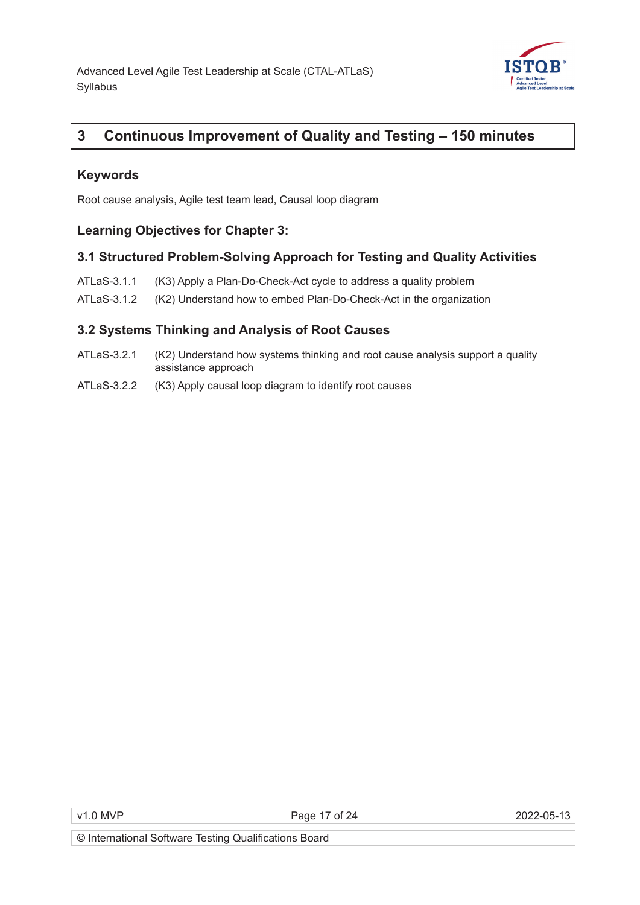# 3 Continuous Improvement of Quality and Testing – 150 minutes

### Keywords

Root cause analysis, Agile test team lead, Causal loop diagram

### Learning Objectives for Chapter 3:

### 3.1 Structured Problem-Solving Approach for Testing and Quality Activities

ATLaS-3.1.1 (K3) Apply a Plan-Do-Check-Act cycle to address a quality problem

ATLaS-3.1.2 (K2) Understand how to embed Plan-Do-Check-Act in the organization

### 3.2 Systems Thinking and Analysis of Root Causes

ATLaS-3.2.1 (K2) Understand how systems thinking and root cause analysis support a quality assistance approach

ATLaS-3.2.2 (K3) Apply causal loop diagram to identify root causes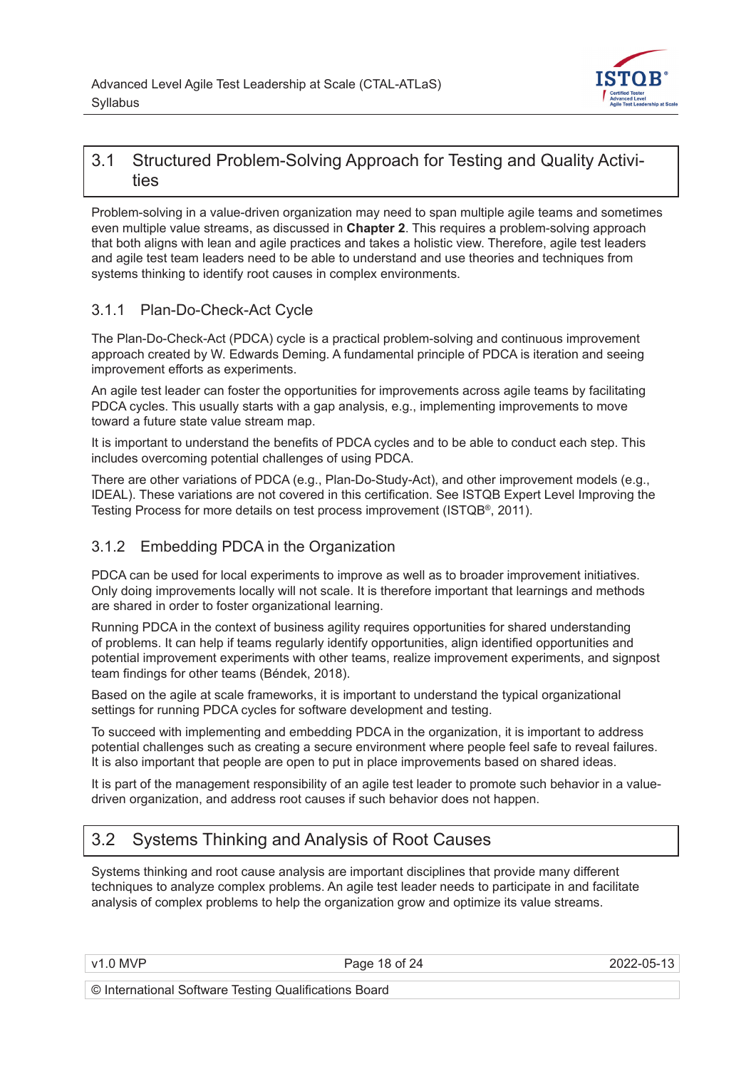## 3.1 Structured Problem-Solving Approach for Testing and Quality Activities

Problem-solving in a value-driven organization may need to span multiple agile teams and sometimes even multiple value streams, as discussed in **Chapter 2**. This requires a problem-solving approach that both aligns with lean and agile practices and takes a holistic view. Therefore, agile test leaders and agile test team leaders need to be able to understand and use theories and techniques from systems thinking to identify root causes in complex environments.

### 3.1.1 Plan-Do-Check-Act Cycle

The Plan-Do-Check-Act (PDCA) cycle is a practical problem-solving and continuous improvement approach created by W. Edwards Deming. A fundamental principle of PDCA is iteration and seeing improvement efforts as experiments.

An agile test leader can foster the opportunities for improvements across agile teams by facilitating PDCA cycles. This usually starts with a gap analysis, e.g., implementing improvements to move toward a future state value stream map.

It is important to understand the benefits of PDCA cycles and to be able to conduct each step. This includes overcoming potential challenges of using PDCA.

There are other variations of PDCA (e.g., Plan-Do-Study-Act), and other improvement models (e.g., IDEAL). These variations are not covered in this certification. See ISTQB Expert Level Improving the Testing Process for more details on test process improvement (ISTQB®, 2011).

### 3.1.2 Embedding PDCA in the Organization

PDCA can be used for local experiments to improve as well as to broader improvement initiatives. Only doing improvements locally will not scale. It is therefore important that learnings and methods are shared in order to foster organizational learning.

Running PDCA in the context of business agility requires opportunities for shared understanding of problems. It can help if teams regularly identify opportunities, align identified opportunities and potential improvement experiments with other teams, realize improvement experiments, and signpost team findings for other teams (Béndek, 2018).

Based on the agile at scale frameworks, it is important to understand the typical organizational settings for running PDCA cycles for software development and testing.

To succeed with implementing and embedding PDCA in the organization, it is important to address potential challenges such as creating a secure environment where people feel safe to reveal failures. It is also important that people are open to put in place improvements based on shared ideas.

It is part of the management responsibility of an agile test leader to promote such behavior in a value-driven organization, and address root causes if such behavior does not happen.

## 3.2 Systems Thinking and Analysis of Root Causes

Systems thinking and root cause analysis are important disciplines that provide many different techniques to analyze complex problems. An agile test leader needs to participate in and facilitate analysis of complex problems to help the organization grow and optimize its value streams.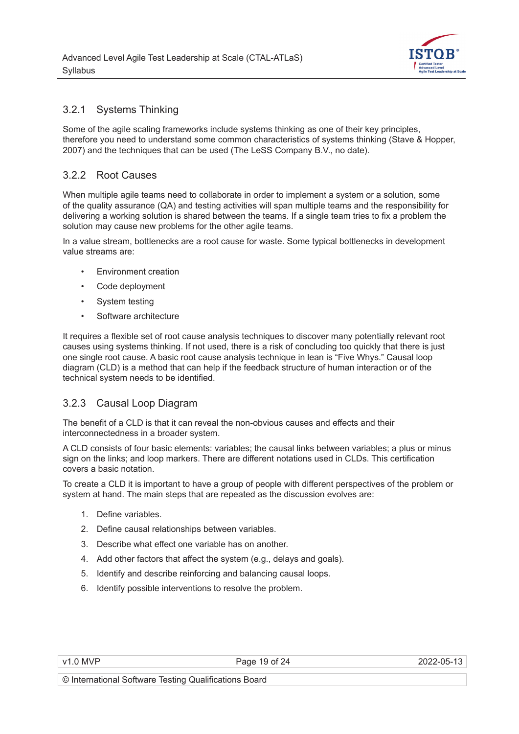### 3.2.1 Systems Thinking

Some of the agile scaling frameworks include systems thinking as one of their key principles, therefore you need to understand some common characteristics of systems thinking (Stave & Hopper, 2007) and the techniques that can be used (The LeSS Company B.V., no date).

### 3.2.2 Root Causes

When multiple agile teams need to collaborate in order to implement a system or a solution, some of the quality assurance (QA) and testing activities will span multiple teams and the responsibility for delivering a working solution is shared between the teams. If a single team tries to fix a problem the solution may cause new problems for the other agile teams.

In a value stream, bottlenecks are a root cause for waste. Some typical bottlenecks in development value streams are:

- Environment creation
- Code deployment
- System testing
- Software architecture

It requires a flexible set of root cause analysis techniques to discover many potentially relevant root causes using systems thinking. If not used, there is a risk of concluding too quickly that there is just one single root cause. A basic root cause analysis technique in lean is "Five Whys." Causal loop diagram (CLD) is a method that can help if the feedback structure of human interaction or of the technical system needs to be identified.

### 3.2.3 Causal Loop Diagram

The benefit of a CLD is that it can reveal the non-obvious causes and effects and their interconnectedness in a broader system.

A CLD consists of four basic elements: variables; the causal links between variables; a plus or minus sign on the links; and loop markers. There are different notations used in CLDs. This certification covers a basic notation.

To create a CLD it is important to have a group of people with different perspectives of the problem or system at hand. The main steps that are repeated as the discussion evolves are:

1. Define variables.
2. Define causal relationships between variables.
3. Describe what effect one variable has on another.
4. Add other factors that affect the system (e.g., delays and goals).
5. Identify and describe reinforcing and balancing causal loops.
6. Identify possible interventions to resolve the problem.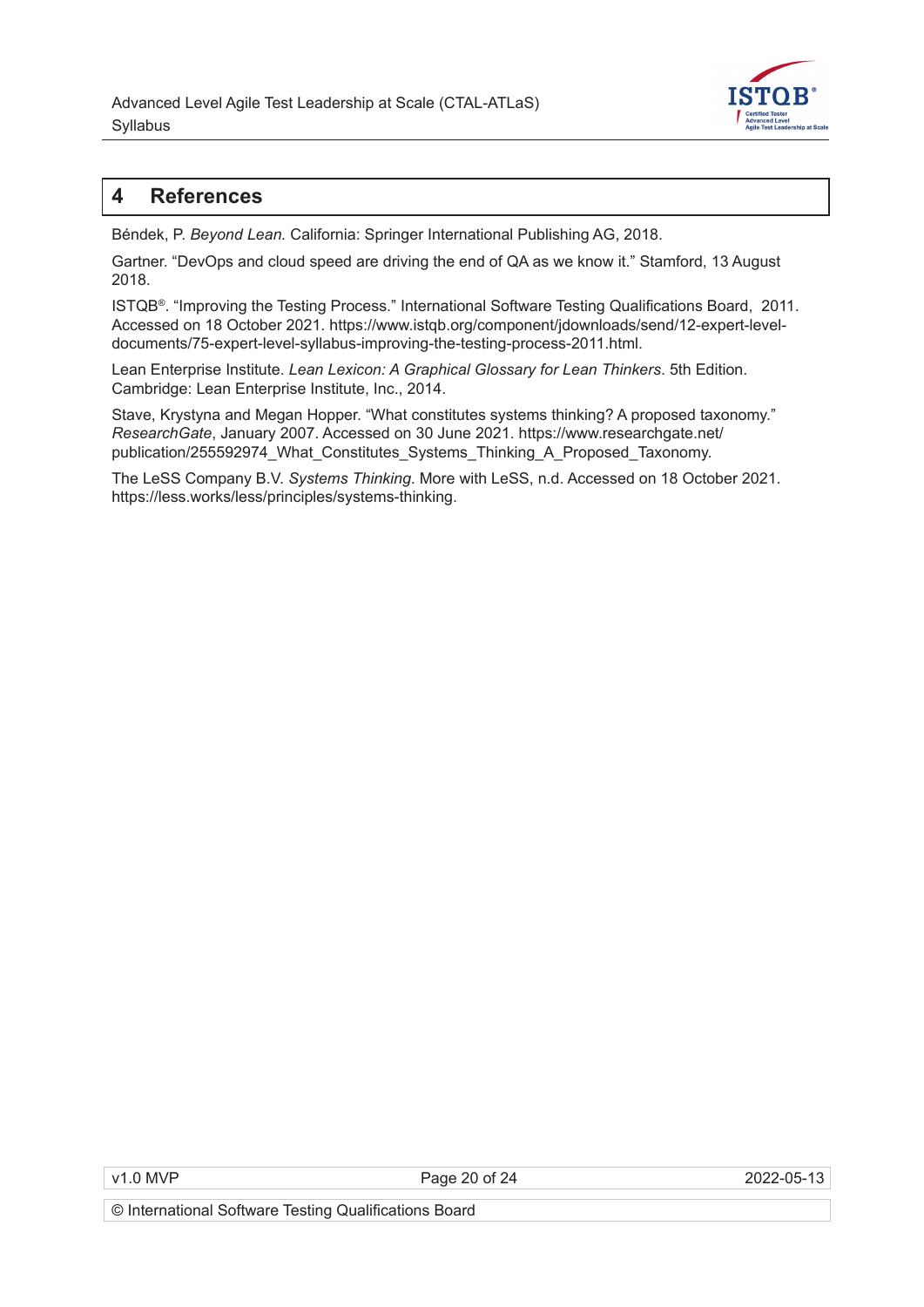# 4 References

Béndek, P. *Beyond Lean.* California: Springer International Publishing AG, 2018.

Gartner. "DevOps and cloud speed are driving the end of QA as we know it." Stamford, 13 August 2018.

ISTQB®. "Improving the Testing Process." International Software Testing Qualifications Board, 2011. Accessed on 18 October 2021. https://www.istqb.org/component/jdownloads/send/12-expert-level-documents/75-expert-level-syllabus-improving-the-testing-process-2011.html.

Lean Enterprise Institute. *Lean Lexicon: A Graphical Glossary for Lean Thinkers*. 5th Edition. Cambridge: Lean Enterprise Institute, Inc., 2014.

Stave, Krystyna and Megan Hopper. "What constitutes systems thinking? A proposed taxonomy." *ResearchGate*, January 2007. Accessed on 30 June 2021. https://www.researchgate.net/publication/255592974_What_Constitutes_Systems_Thinking_A_Proposed_Taxonomy.

The LeSS Company B.V. *Systems Thinking*. More with LeSS, n.d. Accessed on 18 October 2021. https://less.works/less/principles/systems-thinking.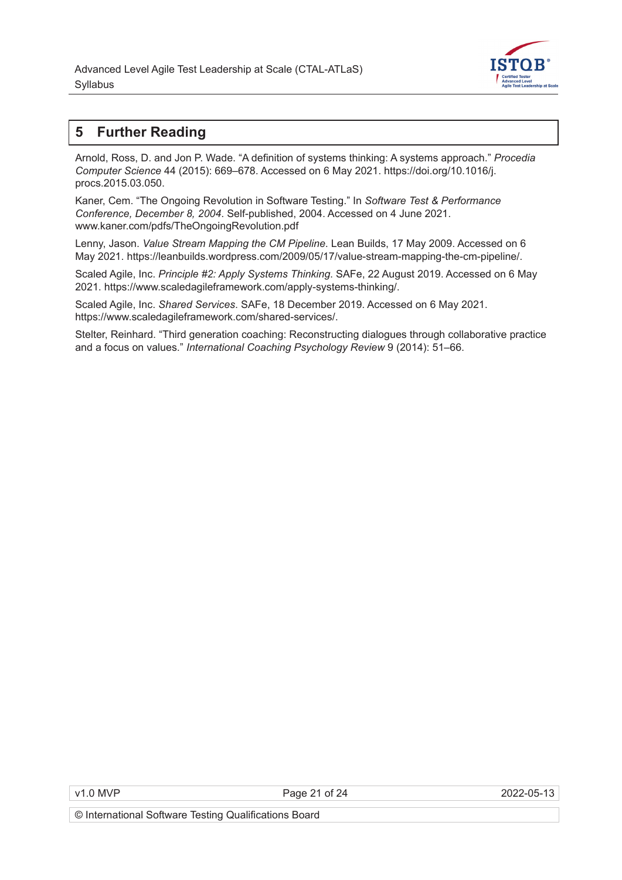# 5 Further Reading

Arnold, Ross, D. and Jon P. Wade. "A definition of systems thinking: A systems approach." *Procedia Computer Science* 44 (2015): 669–678. Accessed on 6 May 2021. https://doi.org/10.1016/j.procs.2015.03.050.

Kaner, Cem. "The Ongoing Revolution in Software Testing." In *Software Test & Performance Conference, December 8, 2004*. Self-published, 2004. Accessed on 4 June 2021. www.kaner.com/pdfs/TheOngoingRevolution.pdf

Lenny, Jason. *Value Stream Mapping the CM Pipeline*. Lean Builds, 17 May 2009. Accessed on 6 May 2021. https://leanbuilds.wordpress.com/2009/05/17/value-stream-mapping-the-cm-pipeline/.

Scaled Agile, Inc. *Principle #2: Apply Systems Thinking*. SAFe, 22 August 2019. Accessed on 6 May 2021. https://www.scaledagileframework.com/apply-systems-thinking/.

Scaled Agile, Inc. *Shared Services*. SAFe, 18 December 2019. Accessed on 6 May 2021. https://www.scaledagileframework.com/shared-services/.

Stelter, Reinhard. "Third generation coaching: Reconstructing dialogues through collaborative practice and a focus on values." *International Coaching Psychology Review* 9 (2014): 51–66.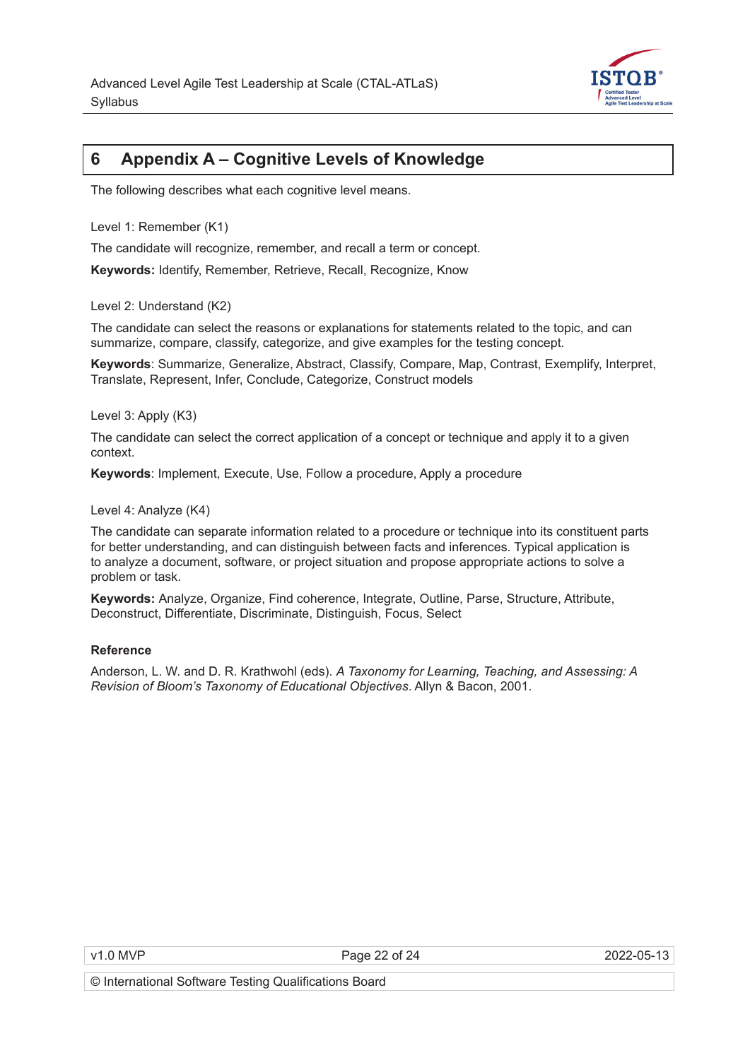# 6 Appendix A – Cognitive Levels of Knowledge

The following describes what each cognitive level means.

Level 1: Remember (K1)

The candidate will recognize, remember, and recall a term or concept.

**Keywords:** Identify, Remember, Retrieve, Recall, Recognize, Know

Level 2: Understand (K2)

The candidate can select the reasons or explanations for statements related to the topic, and can summarize, compare, classify, categorize, and give examples for the testing concept.

**Keywords**: Summarize, Generalize, Abstract, Classify, Compare, Map, Contrast, Exemplify, Interpret, Translate, Represent, Infer, Conclude, Categorize, Construct models

Level 3: Apply (K3)

The candidate can select the correct application of a concept or technique and apply it to a given context.

**Keywords**: Implement, Execute, Use, Follow a procedure, Apply a procedure

Level 4: Analyze (K4)

The candidate can separate information related to a procedure or technique into its constituent parts for better understanding, and can distinguish between facts and inferences. Typical application is to analyze a document, software, or project situation and propose appropriate actions to solve a problem or task.

**Keywords:** Analyze, Organize, Find coherence, Integrate, Outline, Parse, Structure, Attribute, Deconstruct, Differentiate, Discriminate, Distinguish, Focus, Select

**Reference**

Anderson, L. W. and D. R. Krathwohl (eds). *A Taxonomy for Learning, Teaching, and Assessing: A Revision of Bloom's Taxonomy of Educational Objectives*. Allyn & Bacon, 2001.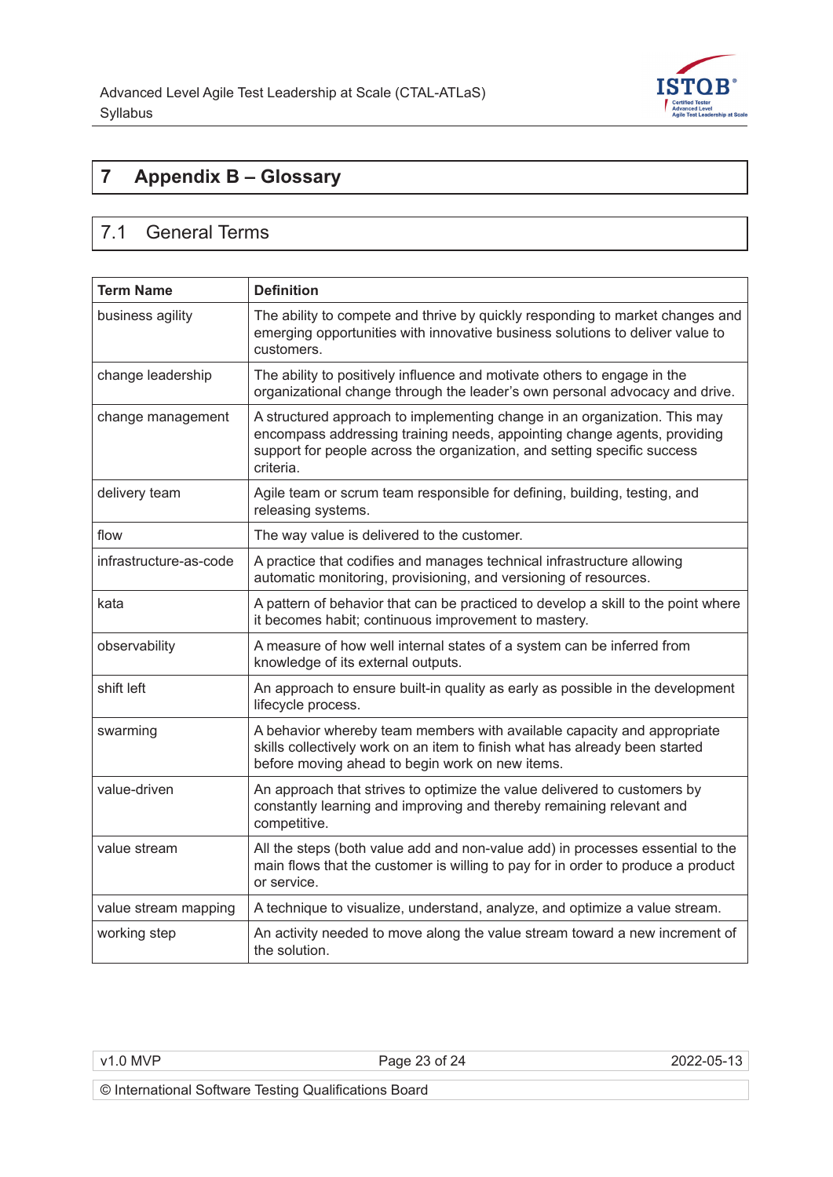# 7 Appendix B – Glossary

## 7.1 General Terms

| Term Name | Definition |
|---|---|
| business agility | The ability to compete and thrive by quickly responding to market changes and emerging opportunities with innovative business solutions to deliver value to customers. |
| change leadership | The ability to positively influence and motivate others to engage in the organizational change through the leader's own personal advocacy and drive. |
| change management | A structured approach to implementing change in an organization. This may encompass addressing training needs, appointing change agents, providing support for people across the organization, and setting specific success criteria. |
| delivery team | Agile team or scrum team responsible for defining, building, testing, and releasing systems. |
| flow | The way value is delivered to the customer. |
| infrastructure-as-code | A practice that codifies and manages technical infrastructure allowing automatic monitoring, provisioning, and versioning of resources. |
| kata | A pattern of behavior that can be practiced to develop a skill to the point where it becomes habit; continuous improvement to mastery. |
| observability | A measure of how well internal states of a system can be inferred from knowledge of its external outputs. |
| shift left | An approach to ensure built-in quality as early as possible in the development lifecycle process. |
| swarming | A behavior whereby team members with available capacity and appropriate skills collectively work on an item to finish what has already been started before moving ahead to begin work on new items. |
| value-driven | An approach that strives to optimize the value delivered to customers by constantly learning and improving and thereby remaining relevant and competitive. |
| value stream | All the steps (both value add and non-value add) in processes essential to the main flows that the customer is willing to pay for in order to produce a product or service. |
| value stream mapping | A technique to visualize, understand, analyze, and optimize a value stream. |
| working step | An activity needed to move along the value stream toward a new increment of the solution. |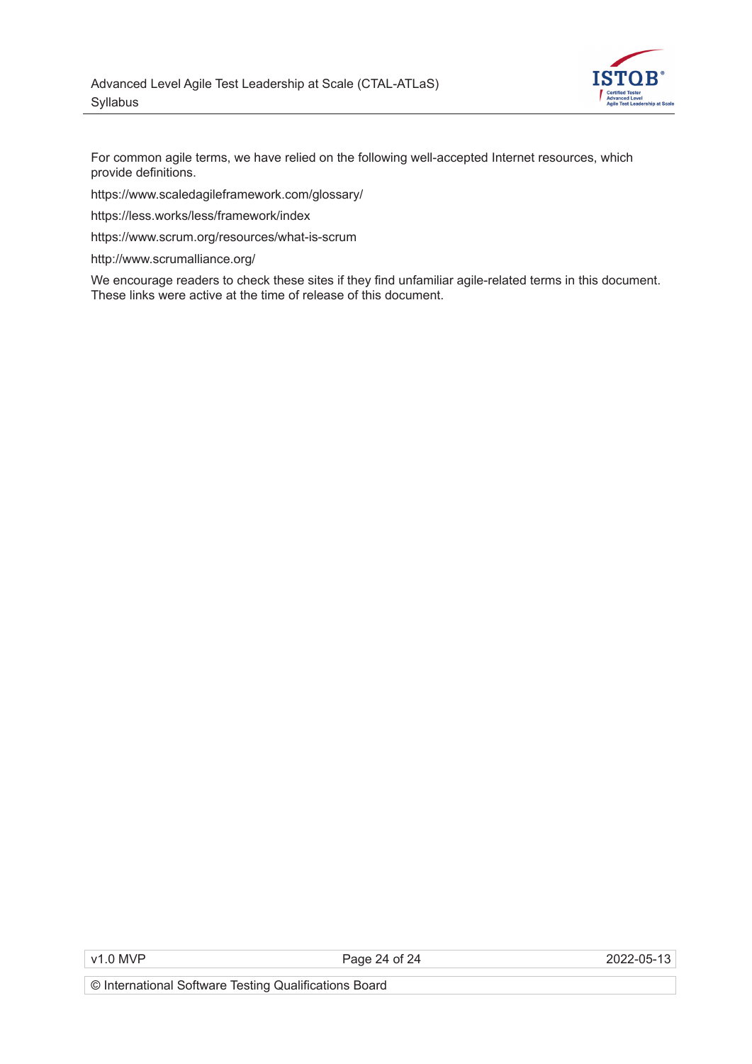For common agile terms, we have relied on the following well-accepted Internet resources, which provide definitions.

https://www.scaledagileframework.com/glossary/

https://less.works/less/framework/index

https://www.scrum.org/resources/what-is-scrum

http://www.scrumalliance.org/

We encourage readers to check these sites if they find unfamiliar agile-related terms in this document. These links were active at the time of release of this document.